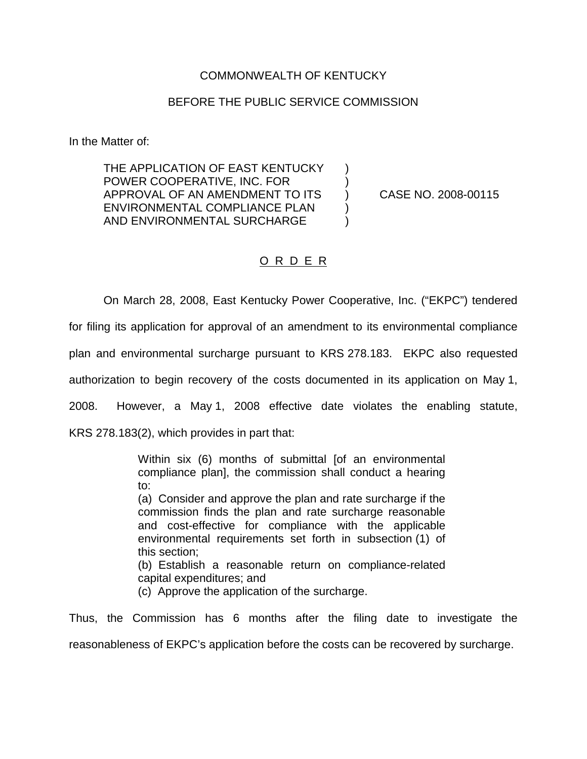COMMONWEALTH OF KENTUCKY

BEFORE THE PUBLIC SERVICE COMMISSION

In the Matter of:

THE APPLICATION OF EAST KENTUCKY POWER COOPERATIVE, INC. FOR APPROVAL OF AN AMENDMENT TO ITS ENVIRONMENTAL COMPLIANCE PLAN AND ENVIRONMENTAL SURCHARGE ) CASE NO. 2008-00115

O R D E R

On March 28, 2008, East Kentucky Power Cooperative, Inc. ("EKPC") tendered for filing its application for approval of an amendment to its environmental compliance plan and environmental surcharge pursuant to KRS 278.183. EKPC also requested authorization to begin recovery of the costs documented in its application on May 1, 2008. However, a May 1, 2008 effective date violates the enabling statute, KRS 278.183(2), which provides in part that:

> Within six (6) months of submittal [of an environmental compliance plan], the commission shall conduct a hearing to:
> (a) Consider and approve the plan and rate surcharge if the commission finds the plan and rate surcharge reasonable and cost-effective for compliance with the applicable environmental requirements set forth in subsection (1) of this section;
> (b) Establish a reasonable return on compliance-related capital expenditures; and
> (c) Approve the application of the surcharge.

Thus, the Commission has 6 months after the filing date to investigate the reasonableness of EKPC's application before the costs can be recovered by surcharge.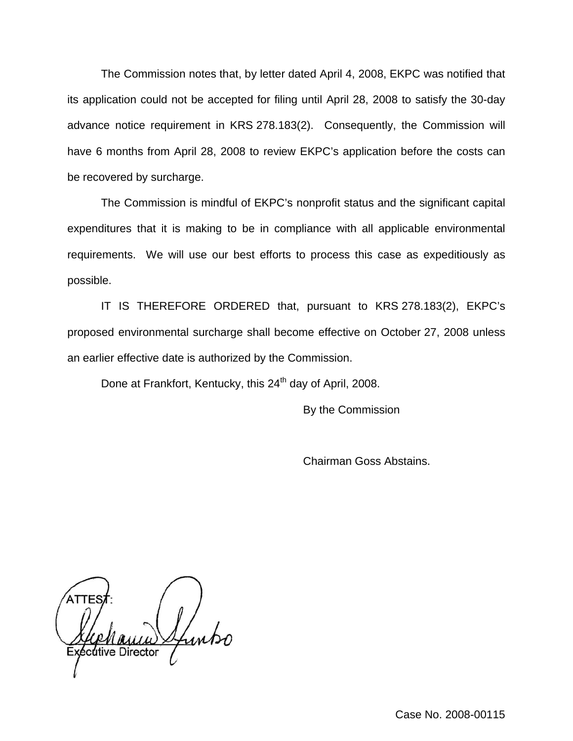The Commission notes that, by letter dated April 4, 2008, EKPC was notified that its application could not be accepted for filing until April 28, 2008 to satisfy the 30-day advance notice requirement in KRS 278.183(2). Consequently, the Commission will have 6 months from April 28, 2008 to review EKPC's application before the costs can be recovered by surcharge.

The Commission is mindful of EKPC's nonprofit status and the significant capital expenditures that it is making to be in compliance with all applicable environmental requirements. We will use our best efforts to process this case as expeditiously as possible.

IT IS THEREFORE ORDERED that, pursuant to KRS 278.183(2), EKPC's proposed environmental surcharge shall become effective on October 27, 2008 unless an earlier effective date is authorized by the Commission.

Done at Frankfort, Kentucky, this 24th day of April, 2008.

By the Commission

Chairman Goss Abstains.

ATTEST:

Executive Director

Case No. 2008-00115